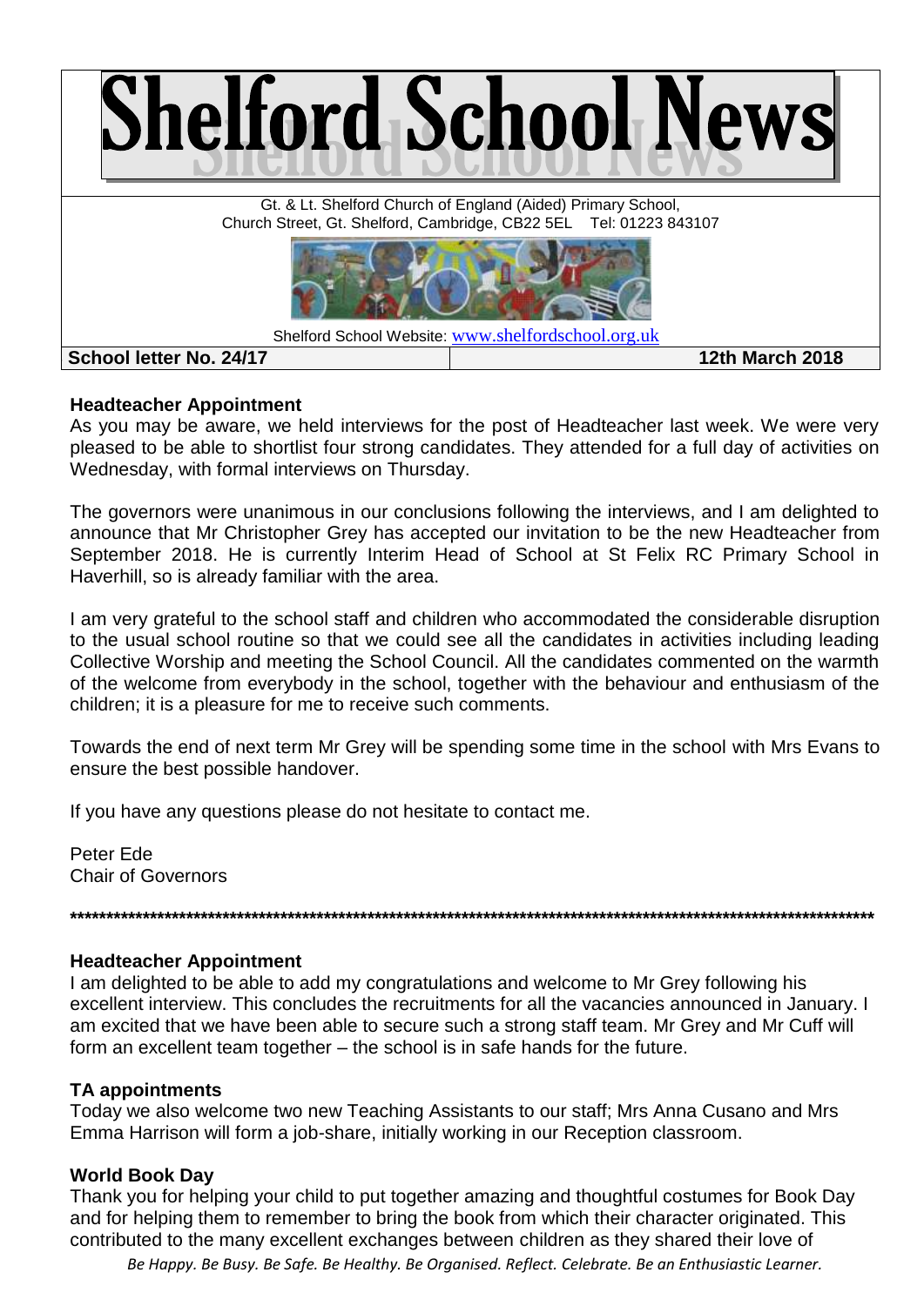# Shelford School News

Gt. & Lt. Shelford Church of England (Aided) Primary School,
Church Street, Gt. Shelford, Cambridge, CB22 5EL Tel: 01223 843107

Shelford School Website: www.shelfordschool.org.uk

**School letter No. 24/17** | **12th March 2018**

**Headteacher Appointment**

As you may be aware, we held interviews for the post of Headteacher last week. We were very pleased to be able to shortlist four strong candidates. They attended for a full day of activities on Wednesday, with formal interviews on Thursday.

The governors were unanimous in our conclusions following the interviews, and I am delighted to announce that Mr Christopher Grey has accepted our invitation to be the new Headteacher from September 2018. He is currently Interim Head of School at St Felix RC Primary School in Haverhill, so is already familiar with the area.

I am very grateful to the school staff and children who accommodated the considerable disruption to the usual school routine so that we could see all the candidates in activities including leading Collective Worship and meeting the School Council. All the candidates commented on the warmth of the welcome from everybody in the school, together with the behaviour and enthusiasm of the children; it is a pleasure for me to receive such comments.

Towards the end of next term Mr Grey will be spending some time in the school with Mrs Evans to ensure the best possible handover.

If you have any questions please do not hesitate to contact me.

Peter Ede
Chair of Governors

**********************************************************************************************************************

**Headteacher Appointment**

I am delighted to be able to add my congratulations and welcome to Mr Grey following his excellent interview. This concludes the recruitments for all the vacancies announced in January. I am excited that we have been able to secure such a strong staff team. Mr Grey and Mr Cuff will form an excellent team together – the school is in safe hands for the future.

**TA appointments**

Today we also welcome two new Teaching Assistants to our staff; Mrs Anna Cusano and Mrs Emma Harrison will form a job-share, initially working in our Reception classroom.

**World Book Day**

Thank you for helping your child to put together amazing and thoughtful costumes for Book Day and for helping them to remember to bring the book from which their character originated. This contributed to the many excellent exchanges between children as they shared their love of

*Be Happy. Be Busy. Be Safe. Be Healthy. Be Organised. Reflect. Celebrate. Be an Enthusiastic Learner.*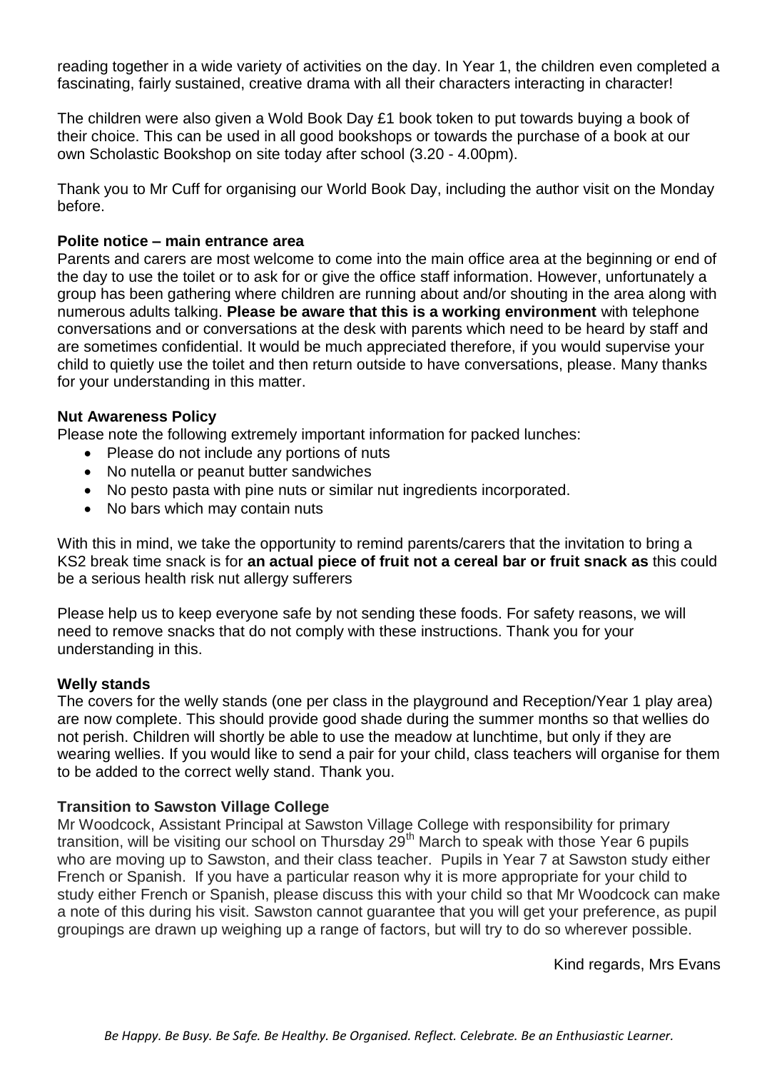reading together in a wide variety of activities on the day. In Year 1, the children even completed a fascinating, fairly sustained, creative drama with all their characters interacting in character!

The children were also given a Wold Book Day £1 book token to put towards buying a book of their choice. This can be used in all good bookshops or towards the purchase of a book at our own Scholastic Bookshop on site today after school (3.20 - 4.00pm).

Thank you to Mr Cuff for organising our World Book Day, including the author visit on the Monday before.

**Polite notice – main entrance area**

Parents and carers are most welcome to come into the main office area at the beginning or end of the day to use the toilet or to ask for or give the office staff information. However, unfortunately a group has been gathering where children are running about and/or shouting in the area along with numerous adults talking. **Please be aware that this is a working environment** with telephone conversations and or conversations at the desk with parents which need to be heard by staff and are sometimes confidential. It would be much appreciated therefore, if you would supervise your child to quietly use the toilet and then return outside to have conversations, please. Many thanks for your understanding in this matter.

**Nut Awareness Policy**

Please note the following extremely important information for packed lunches:

- Please do not include any portions of nuts
- No nutella or peanut butter sandwiches
- No pesto pasta with pine nuts or similar nut ingredients incorporated.
- No bars which may contain nuts

With this in mind, we take the opportunity to remind parents/carers that the invitation to bring a KS2 break time snack is for **an actual piece of fruit not a cereal bar or fruit snack as** this could be a serious health risk nut allergy sufferers

Please help us to keep everyone safe by not sending these foods. For safety reasons, we will need to remove snacks that do not comply with these instructions. Thank you for your understanding in this.

**Welly stands**

The covers for the welly stands (one per class in the playground and Reception/Year 1 play area) are now complete. This should provide good shade during the summer months so that wellies do not perish. Children will shortly be able to use the meadow at lunchtime, but only if they are wearing wellies. If you would like to send a pair for your child, class teachers will organise for them to be added to the correct welly stand. Thank you.

**Transition to Sawston Village College**

Mr Woodcock, Assistant Principal at Sawston Village College with responsibility for primary transition, will be visiting our school on Thursday 29th March to speak with those Year 6 pupils who are moving up to Sawston, and their class teacher. Pupils in Year 7 at Sawston study either French or Spanish. If you have a particular reason why it is more appropriate for your child to study either French or Spanish, please discuss this with your child so that Mr Woodcock can make a note of this during his visit. Sawston cannot guarantee that you will get your preference, as pupil groupings are drawn up weighing up a range of factors, but will try to do so wherever possible.

Kind regards, Mrs Evans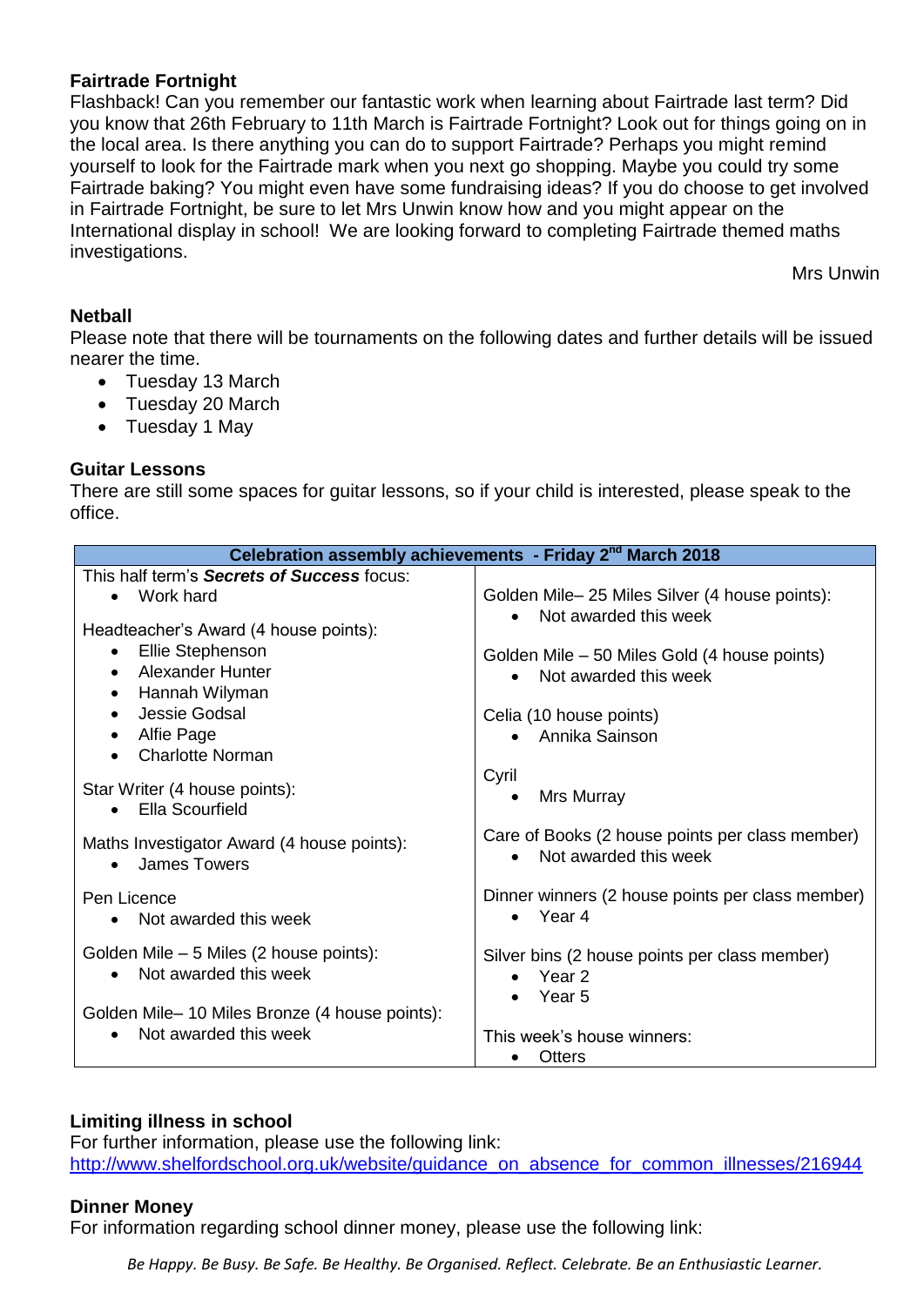**Fairtrade Fortnight**

Flashback! Can you remember our fantastic work when learning about Fairtrade last term? Did you know that 26th February to 11th March is Fairtrade Fortnight? Look out for things going on in the local area. Is there anything you can do to support Fairtrade? Perhaps you might remind yourself to look for the Fairtrade mark when you next go shopping. Maybe you could try some Fairtrade baking? You might even have some fundraising ideas? If you do choose to get involved in Fairtrade Fortnight, be sure to let Mrs Unwin know how and you might appear on the International display in school! We are looking forward to completing Fairtrade themed maths investigations.

Mrs Unwin

**Netball**

Please note that there will be tournaments on the following dates and further details will be issued nearer the time.

- Tuesday 13 March
- Tuesday 20 March
- Tuesday 1 May

**Guitar Lessons**

There are still some spaces for guitar lessons, so if your child is interested, please speak to the office.

| **Celebration assembly achievements - Friday 2nd March 2018** | |
|---|---|
| This half term's ***Secrets of Success*** focus:<br>• Work hard<br><br>Headteacher's Award (4 house points):<br>• Ellie Stephenson<br>• Alexander Hunter<br>• Hannah Wilyman<br>• Jessie Godsal<br>• Alfie Page<br>• Charlotte Norman<br><br>Star Writer (4 house points):<br>• Ella Scourfield<br><br>Maths Investigator Award (4 house points):<br>• James Towers<br><br>Pen Licence<br>• Not awarded this week<br><br>Golden Mile – 5 Miles (2 house points):<br>• Not awarded this week<br><br>Golden Mile– 10 Miles Bronze (4 house points):<br>• Not awarded this week | Golden Mile– 25 Miles Silver (4 house points):<br>• Not awarded this week<br><br>Golden Mile – 50 Miles Gold (4 house points)<br>• Not awarded this week<br><br>Celia (10 house points)<br>• Annika Sainson<br><br>Cyril<br>• Mrs Murray<br><br>Care of Books (2 house points per class member)<br>• Not awarded this week<br><br>Dinner winners (2 house points per class member)<br>• Year 4<br><br>Silver bins (2 house points per class member)<br>• Year 2<br>• Year 5<br><br>This week's house winners:<br>• Otters |

**Limiting illness in school**

For further information, please use the following link:
http://www.shelfordschool.org.uk/website/guidance_on_absence_for_common_illnesses/216944

**Dinner Money**

For information regarding school dinner money, please use the following link:

*Be Happy. Be Busy. Be Safe. Be Healthy. Be Organised. Reflect. Celebrate. Be an Enthusiastic Learner.*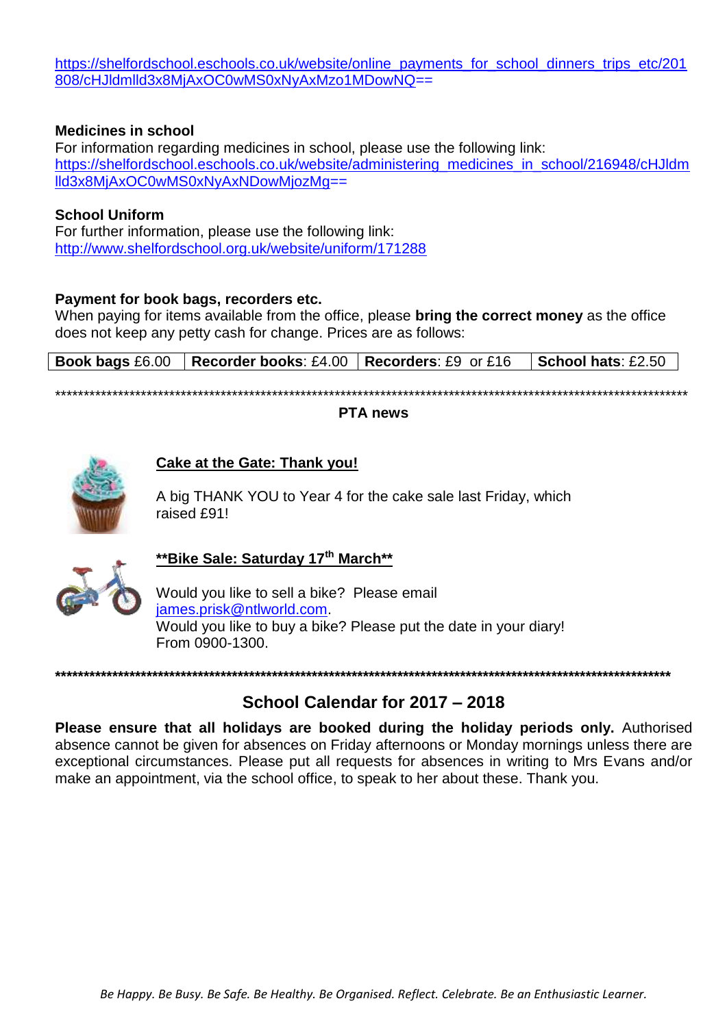https://shelfordschool.eschools.co.uk/website/online_payments_for_school_dinners_trips_etc/201808/cHJldmlld3x8MjAxOC0wMS0xNyAxMzo1MDowNQ==

**Medicines in school**
For information regarding medicines in school, please use the following link:
https://shelfordschool.eschools.co.uk/website/administering_medicines_in_school/216948/cHJldmlld3x8MjAxOC0wMS0xNyAxNDowMjozMg==

**School Uniform**
For further information, please use the following link:
http://www.shelfordschool.org.uk/website/uniform/171288

**Payment for book bags, recorders etc.**
When paying for items available from the office, please **bring the correct money** as the office does not keep any petty cash for change. Prices are as follows:

| **Book bags** £6.00 | **Recorder books**: £4.00 | **Recorders**: £9 or £16 | **School hats**: £2.50 |
|---|---|---|---|

*********************************************************************************************************************

**PTA news**

**Cake at the Gate: Thank you!**

A big THANK YOU to Year 4 for the cake sale last Friday, which raised £91!

****Bike Sale: Saturday 17th March****

Would you like to sell a bike? Please email james.prisk@ntlworld.com.
Would you like to buy a bike? Please put the date in your diary!
From 0900-1300.

*********************************************************************************************************************

## School Calendar for 2017 – 2018

**Please ensure that all holidays are booked during the holiday periods only.** Authorised absence cannot be given for absences on Friday afternoons or Monday mornings unless there are exceptional circumstances. Please put all requests for absences in writing to Mrs Evans and/or make an appointment, via the school office, to speak to her about these. Thank you.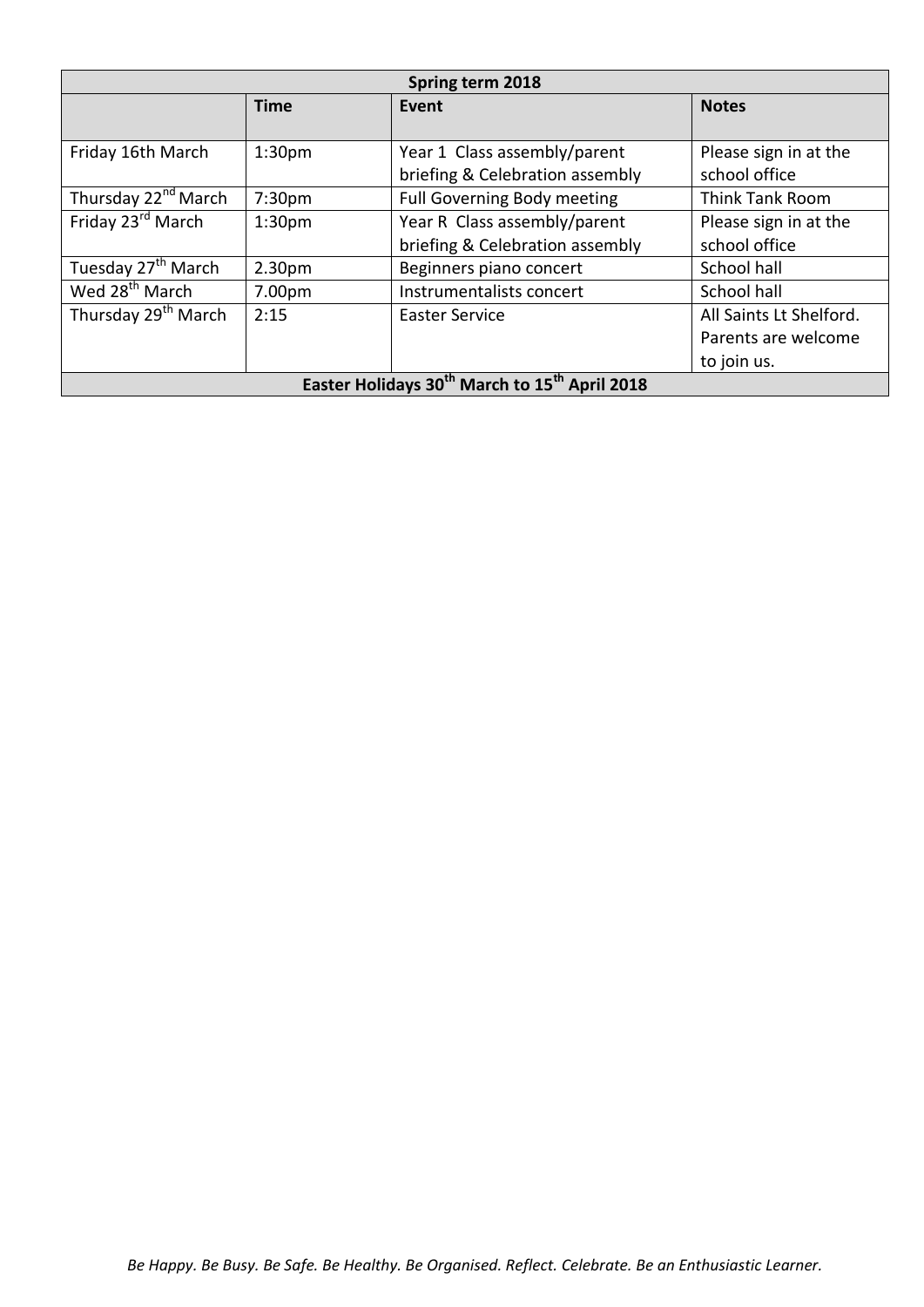| Spring term 2018 | | | |
|---|---|---|---|
| | **Time** | **Event** | **Notes** |
| Friday 16th March | 1:30pm | Year 1 Class assembly/parent briefing & Celebration assembly | Please sign in at the school office |
| Thursday 22nd March | 7:30pm | Full Governing Body meeting | Think Tank Room |
| Friday 23rd March | 1:30pm | Year R Class assembly/parent briefing & Celebration assembly | Please sign in at the school office |
| Tuesday 27th March | 2.30pm | Beginners piano concert | School hall |
| Wed 28th March | 7.00pm | Instrumentalists concert | School hall |
| Thursday 29th March | 2:15 | Easter Service | All Saints Lt Shelford. Parents are welcome to join us. |
| **Easter Holidays 30th March to 15th April 2018** | | | |

*Be Happy. Be Busy. Be Safe. Be Healthy. Be Organised. Reflect. Celebrate. Be an Enthusiastic Learner.*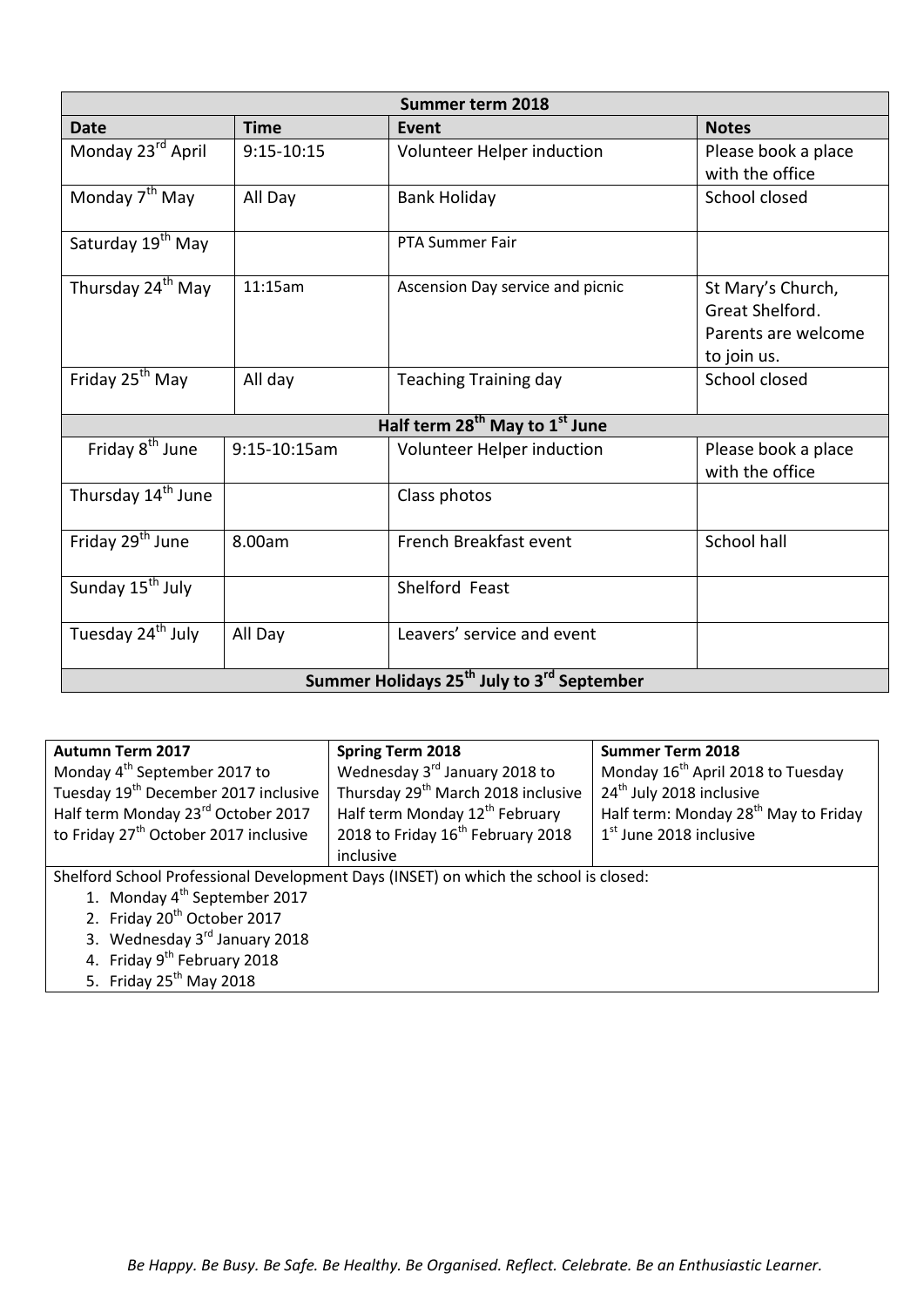| Summer term 2018 | | | |
|---|---|---|---|
| **Date** | **Time** | **Event** | **Notes** |
| Monday 23rd April | 9:15-10:15 | Volunteer Helper induction | Please book a place with the office |
| Monday 7th May | All Day | Bank Holiday | School closed |
| Saturday 19th May | | PTA Summer Fair | |
| Thursday 24th May | 11:15am | Ascension Day service and picnic | St Mary's Church, Great Shelford. Parents are welcome to join us. |
| Friday 25th May | All day | Teaching Training day | School closed |
| **Half term 28th May to 1st June** | | | |
| Friday 8th June | 9:15-10:15am | Volunteer Helper induction | Please book a place with the office |
| Thursday 14th June | | Class photos | |
| Friday 29th June | 8.00am | French Breakfast event | School hall |
| Sunday 15th July | | Shelford Feast | |
| Tuesday 24th July | All Day | Leavers' service and event | |
| **Summer Holidays 25th July to 3rd September** | | | |

| **Autumn Term 2017** | **Spring Term 2018** | **Summer Term 2018** |
|---|---|---|
| Monday 4th September 2017 to Tuesday 19th December 2017 inclusive<br>Half term Monday 23rd October 2017 to Friday 27th October 2017 inclusive | Wednesday 3rd January 2018 to Thursday 29th March 2018 inclusive<br>Half term Monday 12th February 2018 to Friday 16th February 2018 inclusive | Monday 16th April 2018 to Tuesday 24th July 2018 inclusive<br>Half term: Monday 28th May to Friday 1st June 2018 inclusive |

Shelford School Professional Development Days (INSET) on which the school is closed:

1. Monday 4th September 2017
2. Friday 20th October 2017
3. Wednesday 3rd January 2018
4. Friday 9th February 2018
5. Friday 25th May 2018

*Be Happy. Be Busy. Be Safe. Be Healthy. Be Organised. Reflect. Celebrate. Be an Enthusiastic Learner.*